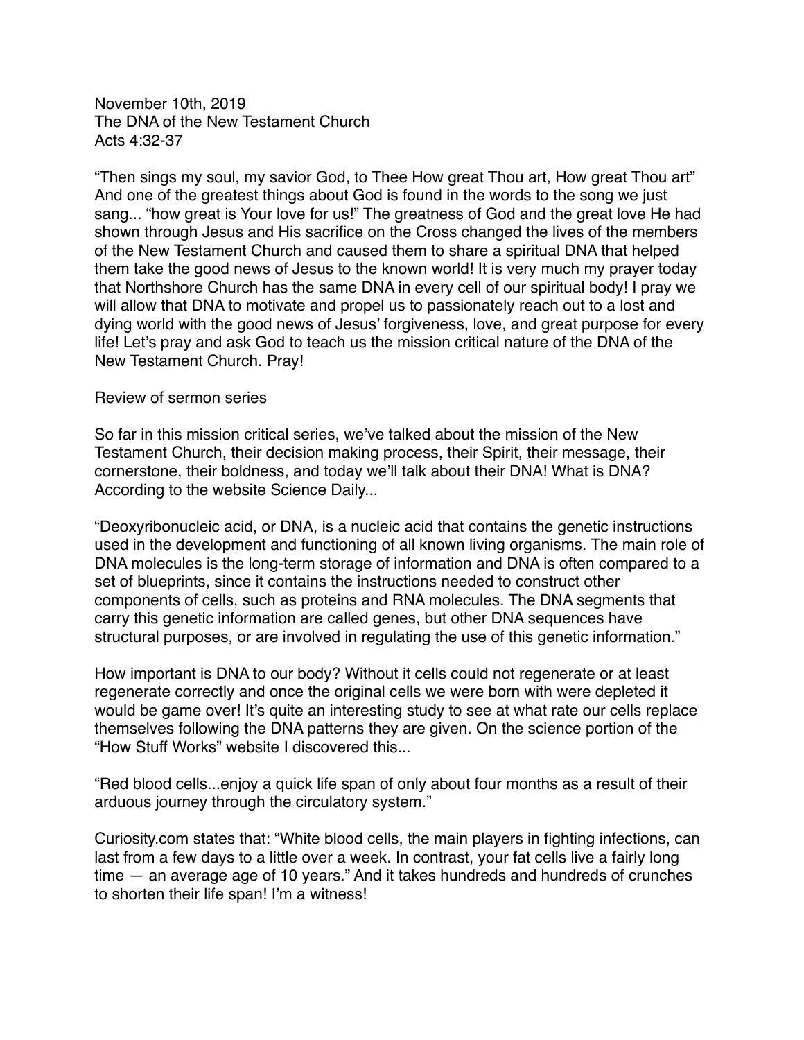November 10th, 2019
The DNA of the New Testament Church
Acts 4:32-37

"Then sings my soul, my savior God, to Thee How great Thou art, How great Thou art" And one of the greatest things about God is found in the words to the song we just sang... "how great is Your love for us!" The greatness of God and the great love He had shown through Jesus and His sacrifice on the Cross changed the lives of the members of the New Testament Church and caused them to share a spiritual DNA that helped them take the good news of Jesus to the known world! It is very much my prayer today that Northshore Church has the same DNA in every cell of our spiritual body! I pray we will allow that DNA to motivate and propel us to passionately reach out to a lost and dying world with the good news of Jesus' forgiveness, love, and great purpose for every life! Let's pray and ask God to teach us the mission critical nature of the DNA of the New Testament Church. Pray!

Review of sermon series

So far in this mission critical series, we've talked about the mission of the New Testament Church, their decision making process, their Spirit, their message, their cornerstone, their boldness, and today we'll talk about their DNA! What is DNA? According to the website Science Daily...

"Deoxyribonucleic acid, or DNA, is a nucleic acid that contains the genetic instructions used in the development and functioning of all known living organisms. The main role of DNA molecules is the long-term storage of information and DNA is often compared to a set of blueprints, since it contains the instructions needed to construct other components of cells, such as proteins and RNA molecules. The DNA segments that carry this genetic information are called genes, but other DNA sequences have structural purposes, or are involved in regulating the use of this genetic information."

How important is DNA to our body? Without it cells could not regenerate or at least regenerate correctly and once the original cells we were born with were depleted it would be game over! It's quite an interesting study to see at what rate our cells replace themselves following the DNA patterns they are given. On the science portion of the "How Stuff Works" website I discovered this...

"Red blood cells...enjoy a quick life span of only about four months as a result of their arduous journey through the circulatory system."

Curiosity.com states that: "White blood cells, the main players in fighting infections, can last from a few days to a little over a week. In contrast, your fat cells live a fairly long time — an average age of 10 years." And it takes hundreds and hundreds of crunches to shorten their life span! I'm a witness!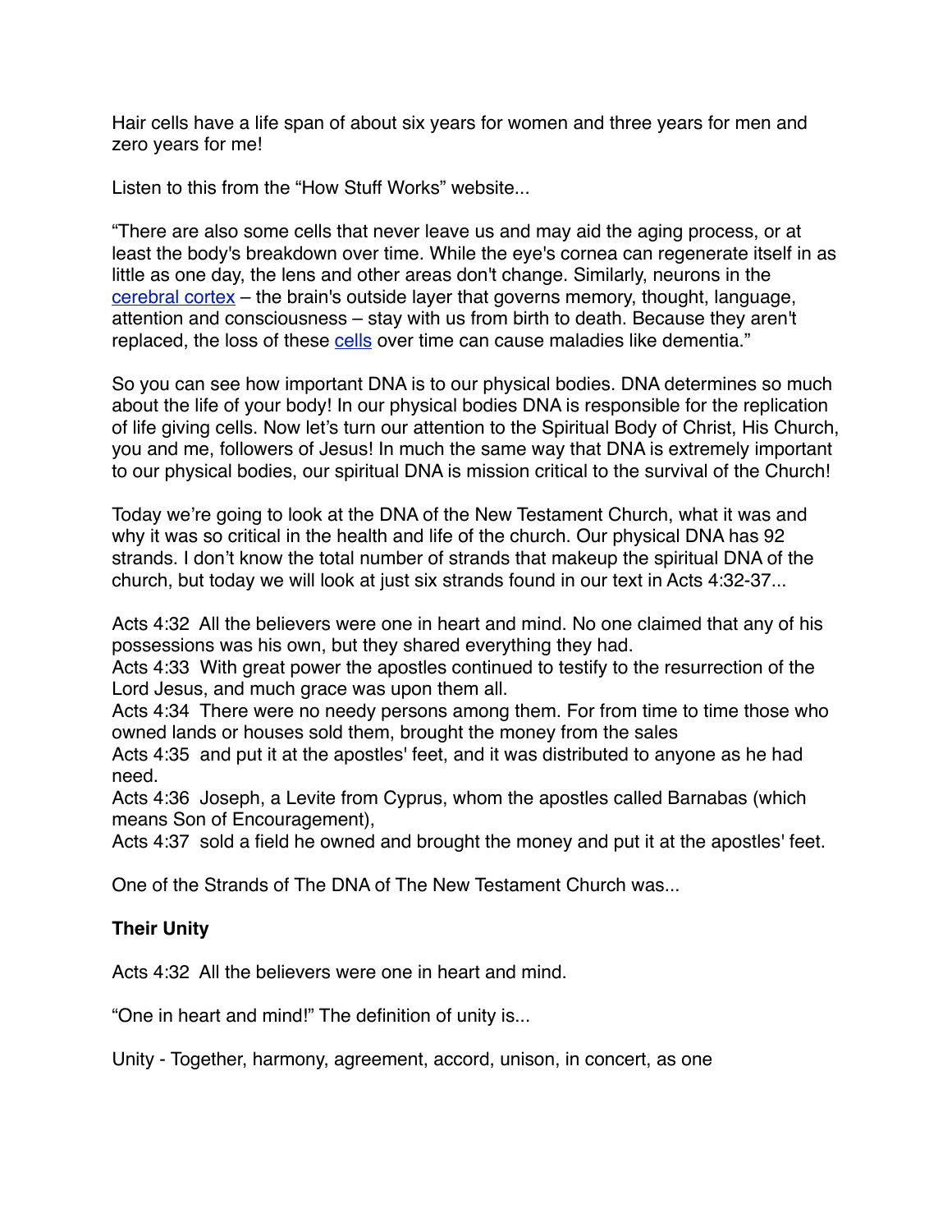Hair cells have a life span of about six years for women and three years for men and zero years for me!

Listen to this from the "How Stuff Works" website...

"There are also some cells that never leave us and may aid the aging process, or at least the body's breakdown over time. While the eye's cornea can regenerate itself in as little as one day, the lens and other areas don't change. Similarly, neurons in the [cerebral cortex]() – the brain's outside layer that governs memory, thought, language, attention and consciousness – stay with us from birth to death. Because they aren't replaced, the loss of these [cells]() over time can cause maladies like dementia."

So you can see how important DNA is to our physical bodies. DNA determines so much about the life of your body! In our physical bodies DNA is responsible for the replication of life giving cells. Now let's turn our attention to the Spiritual Body of Christ, His Church, you and me, followers of Jesus! In much the same way that DNA is extremely important to our physical bodies, our spiritual DNA is mission critical to the survival of the Church!

Today we're going to look at the DNA of the New Testament Church, what it was and why it was so critical in the health and life of the church. Our physical DNA has 92 strands. I don't know the total number of strands that makeup the spiritual DNA of the church, but today we will look at just six strands found in our text in Acts 4:32-37...

Acts 4:32 All the believers were one in heart and mind. No one claimed that any of his possessions was his own, but they shared everything they had.
Acts 4:33 With great power the apostles continued to testify to the resurrection of the Lord Jesus, and much grace was upon them all.
Acts 4:34 There were no needy persons among them. For from time to time those who owned lands or houses sold them, brought the money from the sales
Acts 4:35 and put it at the apostles' feet, and it was distributed to anyone as he had need.
Acts 4:36 Joseph, a Levite from Cyprus, whom the apostles called Barnabas (which means Son of Encouragement),
Acts 4:37 sold a field he owned and brought the money and put it at the apostles' feet.

One of the Strands of The DNA of The New Testament Church was...

**Their Unity**

Acts 4:32 All the believers were one in heart and mind.

"One in heart and mind!" The definition of unity is...

Unity - Together, harmony, agreement, accord, unison, in concert, as one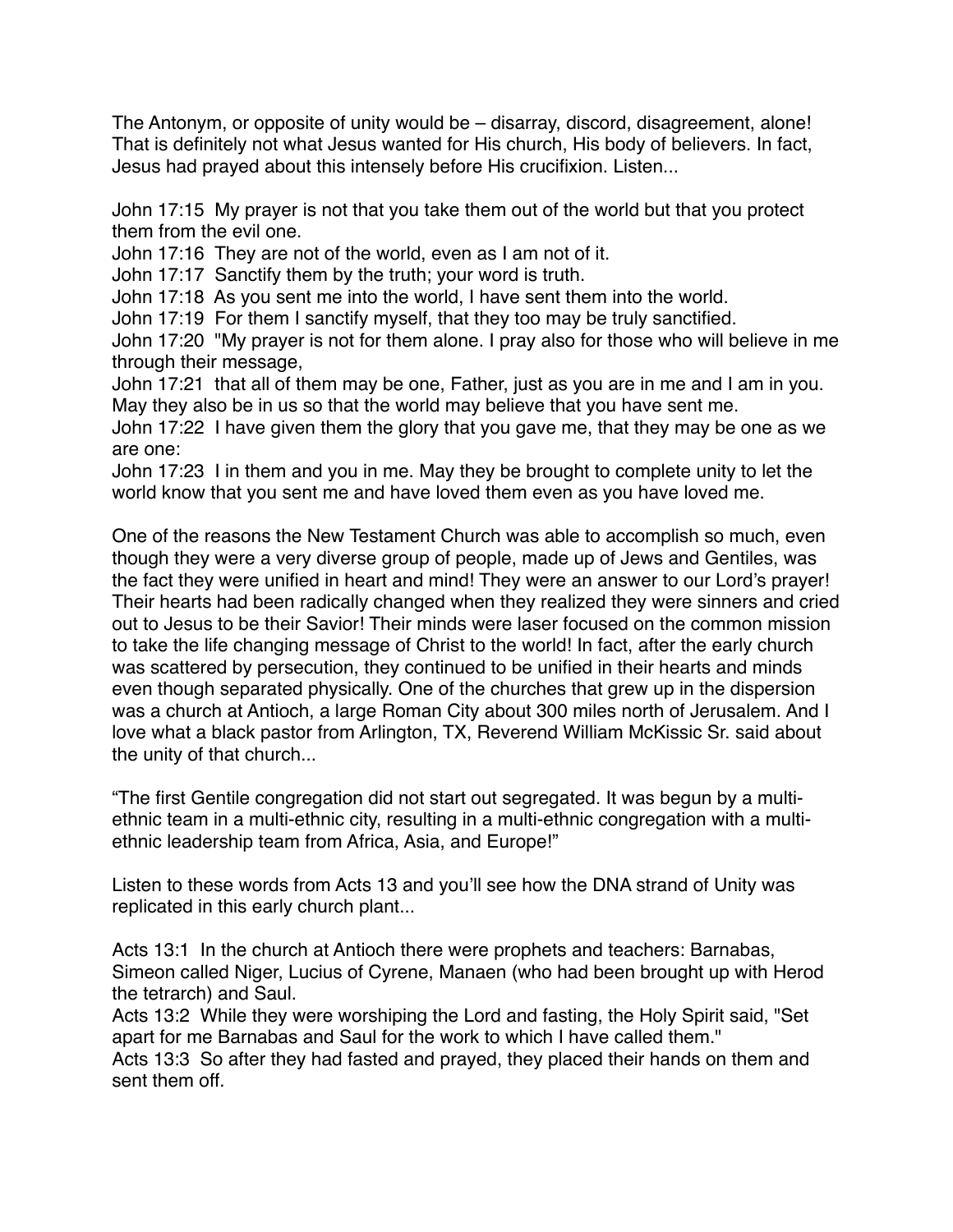The Antonym, or opposite of unity would be – disarray, discord, disagreement, alone! That is definitely not what Jesus wanted for His church, His body of believers. In fact, Jesus had prayed about this intensely before His crucifixion. Listen...

John 17:15 My prayer is not that you take them out of the world but that you protect them from the evil one.
John 17:16 They are not of the world, even as I am not of it.
John 17:17 Sanctify them by the truth; your word is truth.
John 17:18 As you sent me into the world, I have sent them into the world.
John 17:19 For them I sanctify myself, that they too may be truly sanctified.
John 17:20 "My prayer is not for them alone. I pray also for those who will believe in me through their message,
John 17:21 that all of them may be one, Father, just as you are in me and I am in you. May they also be in us so that the world may believe that you have sent me.
John 17:22 I have given them the glory that you gave me, that they may be one as we are one:
John 17:23 I in them and you in me. May they be brought to complete unity to let the world know that you sent me and have loved them even as you have loved me.

One of the reasons the New Testament Church was able to accomplish so much, even though they were a very diverse group of people, made up of Jews and Gentiles, was the fact they were unified in heart and mind! They were an answer to our Lord's prayer! Their hearts had been radically changed when they realized they were sinners and cried out to Jesus to be their Savior! Their minds were laser focused on the common mission to take the life changing message of Christ to the world! In fact, after the early church was scattered by persecution, they continued to be unified in their hearts and minds even though separated physically. One of the churches that grew up in the dispersion was a church at Antioch, a large Roman City about 300 miles north of Jerusalem. And I love what a black pastor from Arlington, TX, Reverend William McKissic Sr. said about the unity of that church...

"The first Gentile congregation did not start out segregated. It was begun by a multi-ethnic team in a multi-ethnic city, resulting in a multi-ethnic congregation with a multi-ethnic leadership team from Africa, Asia, and Europe!"

Listen to these words from Acts 13 and you'll see how the DNA strand of Unity was replicated in this early church plant...

Acts 13:1 In the church at Antioch there were prophets and teachers: Barnabas, Simeon called Niger, Lucius of Cyrene, Manaen (who had been brought up with Herod the tetrarch) and Saul.
Acts 13:2 While they were worshiping the Lord and fasting, the Holy Spirit said, "Set apart for me Barnabas and Saul for the work to which I have called them."
Acts 13:3 So after they had fasted and prayed, they placed their hands on them and sent them off.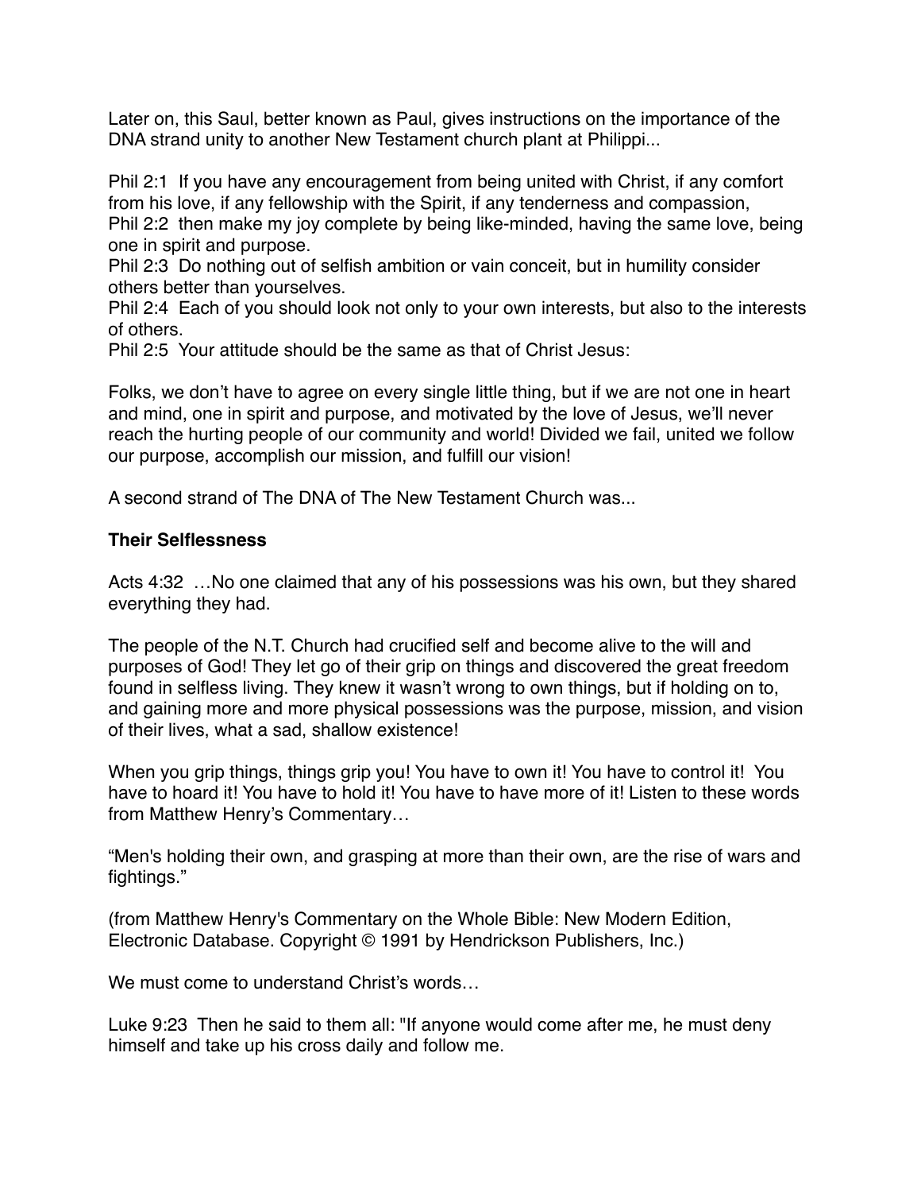Later on, this Saul, better known as Paul, gives instructions on the importance of the DNA strand unity to another New Testament church plant at Philippi...

Phil 2:1 If you have any encouragement from being united with Christ, if any comfort from his love, if any fellowship with the Spirit, if any tenderness and compassion,
Phil 2:2 then make my joy complete by being like-minded, having the same love, being one in spirit and purpose.
Phil 2:3 Do nothing out of selfish ambition or vain conceit, but in humility consider others better than yourselves.
Phil 2:4 Each of you should look not only to your own interests, but also to the interests of others.
Phil 2:5 Your attitude should be the same as that of Christ Jesus:

Folks, we don't have to agree on every single little thing, but if we are not one in heart and mind, one in spirit and purpose, and motivated by the love of Jesus, we'll never reach the hurting people of our community and world! Divided we fail, united we follow our purpose, accomplish our mission, and fulfill our vision!

A second strand of The DNA of The New Testament Church was...

**Their Selflessness**

Acts 4:32 …No one claimed that any of his possessions was his own, but they shared everything they had.

The people of the N.T. Church had crucified self and become alive to the will and purposes of God! They let go of their grip on things and discovered the great freedom found in selfless living. They knew it wasn't wrong to own things, but if holding on to, and gaining more and more physical possessions was the purpose, mission, and vision of their lives, what a sad, shallow existence!

When you grip things, things grip you! You have to own it! You have to control it! You have to hoard it! You have to hold it! You have to have more of it! Listen to these words from Matthew Henry's Commentary…

"Men's holding their own, and grasping at more than their own, are the rise of wars and fightings."

(from Matthew Henry's Commentary on the Whole Bible: New Modern Edition, Electronic Database. Copyright © 1991 by Hendrickson Publishers, Inc.)

We must come to understand Christ's words…

Luke 9:23 Then he said to them all: "If anyone would come after me, he must deny himself and take up his cross daily and follow me.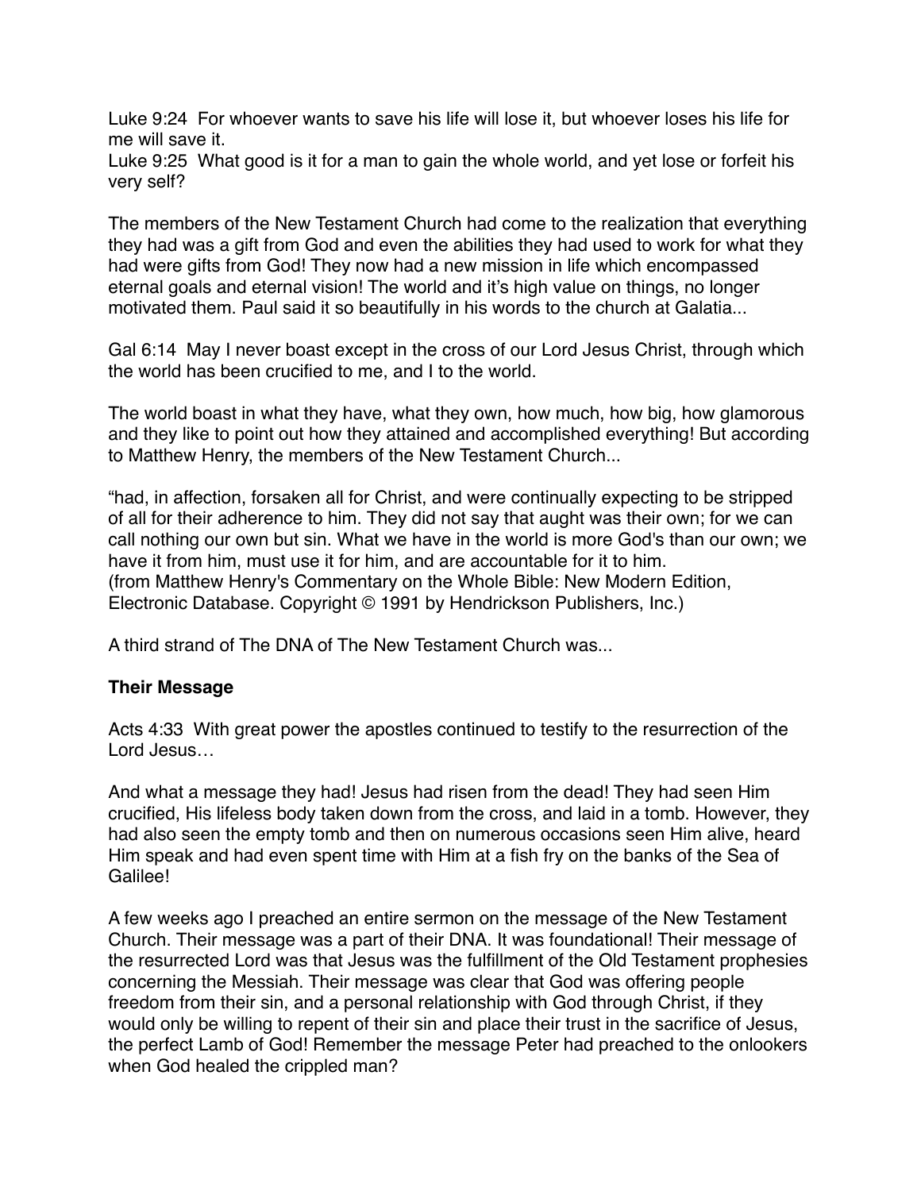Luke 9:24  For whoever wants to save his life will lose it, but whoever loses his life for me will save it.
Luke 9:25  What good is it for a man to gain the whole world, and yet lose or forfeit his very self?

The members of the New Testament Church had come to the realization that everything they had was a gift from God and even the abilities they had used to work for what they had were gifts from God! They now had a new mission in life which encompassed eternal goals and eternal vision! The world and it's high value on things, no longer motivated them. Paul said it so beautifully in his words to the church at Galatia...

Gal 6:14  May I never boast except in the cross of our Lord Jesus Christ, through which the world has been crucified to me, and I to the world.

The world boast in what they have, what they own, how much, how big, how glamorous and they like to point out how they attained and accomplished everything! But according to Matthew Henry, the members of the New Testament Church...

"had, in affection, forsaken all for Christ, and were continually expecting to be stripped of all for their adherence to him. They did not say that aught was their own; for we can call nothing our own but sin. What we have in the world is more God's than our own; we have it from him, must use it for him, and are accountable for it to him.
(from Matthew Henry's Commentary on the Whole Bible: New Modern Edition, Electronic Database. Copyright © 1991 by Hendrickson Publishers, Inc.)

A third strand of The DNA of The New Testament Church was...

**Their Message**

Acts 4:33  With great power the apostles continued to testify to the resurrection of the Lord Jesus…

And what a message they had! Jesus had risen from the dead! They had seen Him crucified, His lifeless body taken down from the cross, and laid in a tomb. However, they had also seen the empty tomb and then on numerous occasions seen Him alive, heard Him speak and had even spent time with Him at a fish fry on the banks of the Sea of Galilee!

A few weeks ago I preached an entire sermon on the message of the New Testament Church. Their message was a part of their DNA. It was foundational! Their message of the resurrected Lord was that Jesus was the fulfillment of the Old Testament prophesies concerning the Messiah. Their message was clear that God was offering people freedom from their sin, and a personal relationship with God through Christ, if they would only be willing to repent of their sin and place their trust in the sacrifice of Jesus, the perfect Lamb of God! Remember the message Peter had preached to the onlookers when God healed the crippled man?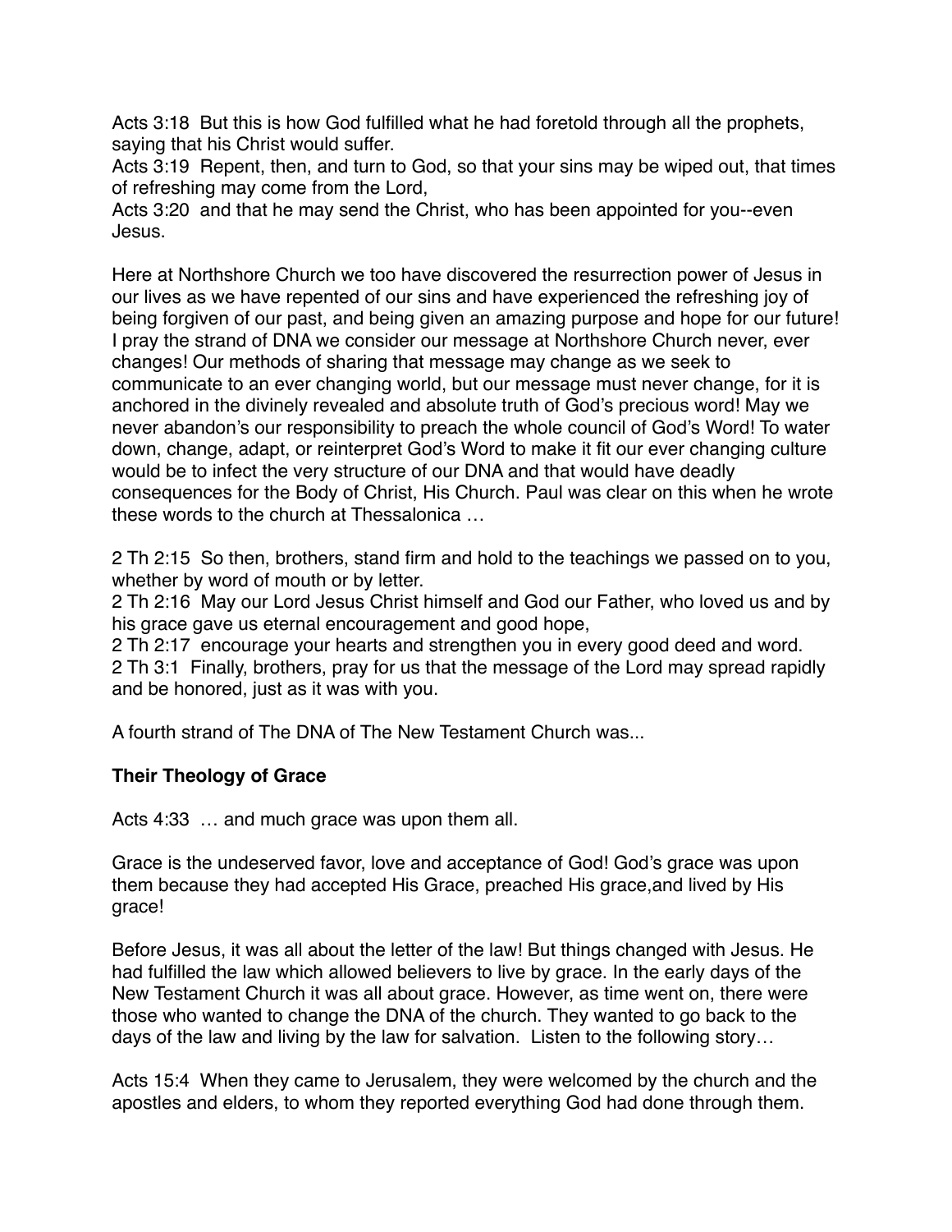Acts 3:18 But this is how God fulfilled what he had foretold through all the prophets, saying that his Christ would suffer.
Acts 3:19 Repent, then, and turn to God, so that your sins may be wiped out, that times of refreshing may come from the Lord,
Acts 3:20 and that he may send the Christ, who has been appointed for you--even Jesus.

Here at Northshore Church we too have discovered the resurrection power of Jesus in our lives as we have repented of our sins and have experienced the refreshing joy of being forgiven of our past, and being given an amazing purpose and hope for our future! I pray the strand of DNA we consider our message at Northshore Church never, ever changes! Our methods of sharing that message may change as we seek to communicate to an ever changing world, but our message must never change, for it is anchored in the divinely revealed and absolute truth of God's precious word! May we never abandon's our responsibility to preach the whole council of God's Word! To water down, change, adapt, or reinterpret God's Word to make it fit our ever changing culture would be to infect the very structure of our DNA and that would have deadly consequences for the Body of Christ, His Church. Paul was clear on this when he wrote these words to the church at Thessalonica …

2 Th 2:15 So then, brothers, stand firm and hold to the teachings we passed on to you, whether by word of mouth or by letter.
2 Th 2:16 May our Lord Jesus Christ himself and God our Father, who loved us and by his grace gave us eternal encouragement and good hope,
2 Th 2:17 encourage your hearts and strengthen you in every good deed and word.
2 Th 3:1 Finally, brothers, pray for us that the message of the Lord may spread rapidly and be honored, just as it was with you.

A fourth strand of The DNA of The New Testament Church was...

**Their Theology of Grace**

Acts 4:33 … and much grace was upon them all.

Grace is the undeserved favor, love and acceptance of God! God's grace was upon them because they had accepted His Grace, preached His grace,and lived by His grace!

Before Jesus, it was all about the letter of the law! But things changed with Jesus. He had fulfilled the law which allowed believers to live by grace. In the early days of the New Testament Church it was all about grace. However, as time went on, there were those who wanted to change the DNA of the church. They wanted to go back to the days of the law and living by the law for salvation. Listen to the following story…

Acts 15:4 When they came to Jerusalem, they were welcomed by the church and the apostles and elders, to whom they reported everything God had done through them.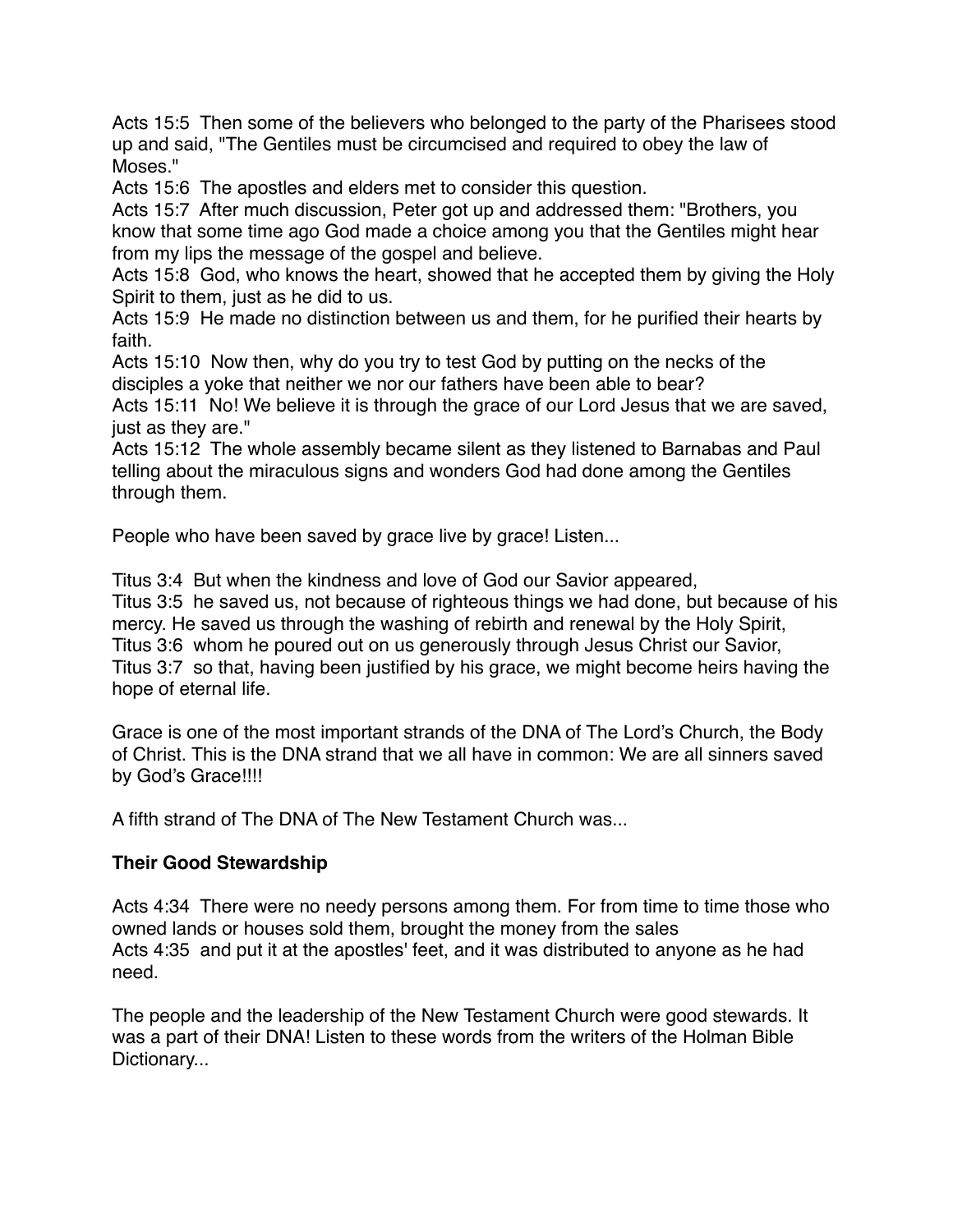Acts 15:5  Then some of the believers who belonged to the party of the Pharisees stood up and said, "The Gentiles must be circumcised and required to obey the law of Moses."
Acts 15:6  The apostles and elders met to consider this question.
Acts 15:7  After much discussion, Peter got up and addressed them: "Brothers, you know that some time ago God made a choice among you that the Gentiles might hear from my lips the message of the gospel and believe.
Acts 15:8  God, who knows the heart, showed that he accepted them by giving the Holy Spirit to them, just as he did to us.
Acts 15:9  He made no distinction between us and them, for he purified their hearts by faith.
Acts 15:10  Now then, why do you try to test God by putting on the necks of the disciples a yoke that neither we nor our fathers have been able to bear?
Acts 15:11  No! We believe it is through the grace of our Lord Jesus that we are saved, just as they are."
Acts 15:12  The whole assembly became silent as they listened to Barnabas and Paul telling about the miraculous signs and wonders God had done among the Gentiles through them.

People who have been saved by grace live by grace! Listen...

Titus 3:4  But when the kindness and love of God our Savior appeared,
Titus 3:5  he saved us, not because of righteous things we had done, but because of his mercy. He saved us through the washing of rebirth and renewal by the Holy Spirit,
Titus 3:6  whom he poured out on us generously through Jesus Christ our Savior,
Titus 3:7  so that, having been justified by his grace, we might become heirs having the hope of eternal life.

Grace is one of the most important strands of the DNA of The Lord's Church, the Body of Christ. This is the DNA strand that we all have in common: We are all sinners saved by God's Grace!!!!

A fifth strand of The DNA of The New Testament Church was...

**Their Good Stewardship**

Acts 4:34  There were no needy persons among them. For from time to time those who owned lands or houses sold them, brought the money from the sales
Acts 4:35  and put it at the apostles' feet, and it was distributed to anyone as he had need.

The people and the leadership of the New Testament Church were good stewards. It was a part of their DNA! Listen to these words from the writers of the Holman Bible Dictionary...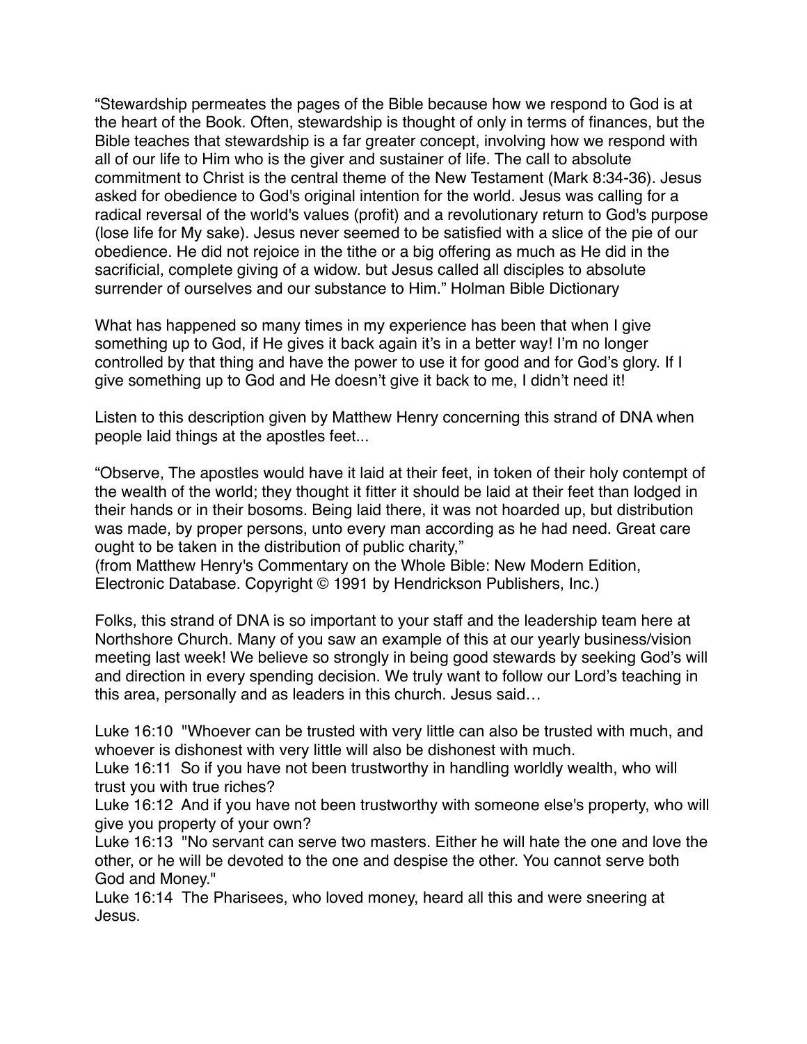“Stewardship permeates the pages of the Bible because how we respond to God is at the heart of the Book. Often, stewardship is thought of only in terms of finances, but the Bible teaches that stewardship is a far greater concept, involving how we respond with all of our life to Him who is the giver and sustainer of life. The call to absolute commitment to Christ is the central theme of the New Testament (Mark 8:34-36). Jesus asked for obedience to God's original intention for the world. Jesus was calling for a radical reversal of the world's values (profit) and a revolutionary return to God's purpose (lose life for My sake). Jesus never seemed to be satisfied with a slice of the pie of our obedience. He did not rejoice in the tithe or a big offering as much as He did in the sacrificial, complete giving of a widow. but Jesus called all disciples to absolute surrender of ourselves and our substance to Him.” Holman Bible Dictionary

What has happened so many times in my experience has been that when I give something up to God, if He gives it back again it’s in a better way! I’m no longer controlled by that thing and have the power to use it for good and for God’s glory. If I give something up to God and He doesn’t give it back to me, I didn’t need it!

Listen to this description given by Matthew Henry concerning this strand of DNA when people laid things at the apostles feet...

“Observe, The apostles would have it laid at their feet, in token of their holy contempt of the wealth of the world; they thought it fitter it should be laid at their feet than lodged in their hands or in their bosoms. Being laid there, it was not hoarded up, but distribution was made, by proper persons, unto every man according as he had need. Great care ought to be taken in the distribution of public charity,”
(from Matthew Henry's Commentary on the Whole Bible: New Modern Edition, Electronic Database. Copyright © 1991 by Hendrickson Publishers, Inc.)

Folks, this strand of DNA is so important to your staff and the leadership team here at Northshore Church. Many of you saw an example of this at our yearly business/vision meeting last week! We believe so strongly in being good stewards by seeking God’s will and direction in every spending decision. We truly want to follow our Lord’s teaching in this area, personally and as leaders in this church. Jesus said…

Luke 16:10 "Whoever can be trusted with very little can also be trusted with much, and whoever is dishonest with very little will also be dishonest with much.
Luke 16:11 So if you have not been trustworthy in handling worldly wealth, who will trust you with true riches?
Luke 16:12 And if you have not been trustworthy with someone else's property, who will give you property of your own?
Luke 16:13 "No servant can serve two masters. Either he will hate the one and love the other, or he will be devoted to the one and despise the other. You cannot serve both God and Money."
Luke 16:14 The Pharisees, who loved money, heard all this and were sneering at Jesus.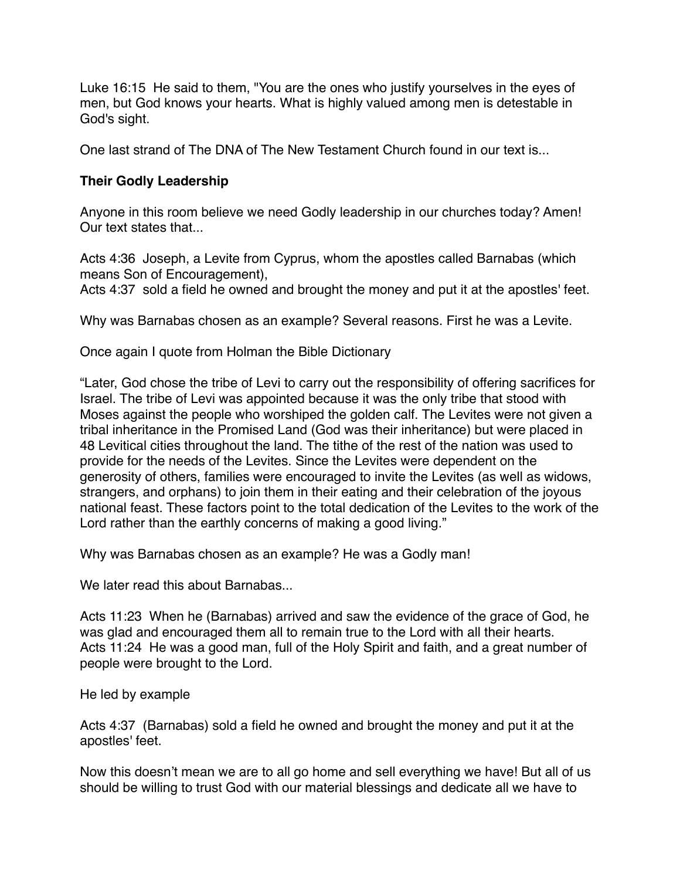Luke 16:15  He said to them, "You are the ones who justify yourselves in the eyes of men, but God knows your hearts. What is highly valued among men is detestable in God's sight.

One last strand of The DNA of The New Testament Church found in our text is...

**Their Godly Leadership**

Anyone in this room believe we need Godly leadership in our churches today? Amen! Our text states that...

Acts 4:36  Joseph, a Levite from Cyprus, whom the apostles called Barnabas (which means Son of Encouragement),
Acts 4:37  sold a field he owned and brought the money and put it at the apostles' feet.

Why was Barnabas chosen as an example? Several reasons. First he was a Levite.

Once again I quote from Holman the Bible Dictionary

"Later, God chose the tribe of Levi to carry out the responsibility of offering sacrifices for Israel. The tribe of Levi was appointed because it was the only tribe that stood with Moses against the people who worshiped the golden calf. The Levites were not given a tribal inheritance in the Promised Land (God was their inheritance) but were placed in 48 Levitical cities throughout the land. The tithe of the rest of the nation was used to provide for the needs of the Levites. Since the Levites were dependent on the generosity of others, families were encouraged to invite the Levites (as well as widows, strangers, and orphans) to join them in their eating and their celebration of the joyous national feast. These factors point to the total dedication of the Levites to the work of the Lord rather than the earthly concerns of making a good living."

Why was Barnabas chosen as an example? He was a Godly man!

We later read this about Barnabas...

Acts 11:23  When he (Barnabas) arrived and saw the evidence of the grace of God, he was glad and encouraged them all to remain true to the Lord with all their hearts.
Acts 11:24  He was a good man, full of the Holy Spirit and faith, and a great number of people were brought to the Lord.

He led by example

Acts 4:37  (Barnabas) sold a field he owned and brought the money and put it at the apostles' feet.

Now this doesn't mean we are to all go home and sell everything we have! But all of us should be willing to trust God with our material blessings and dedicate all we have to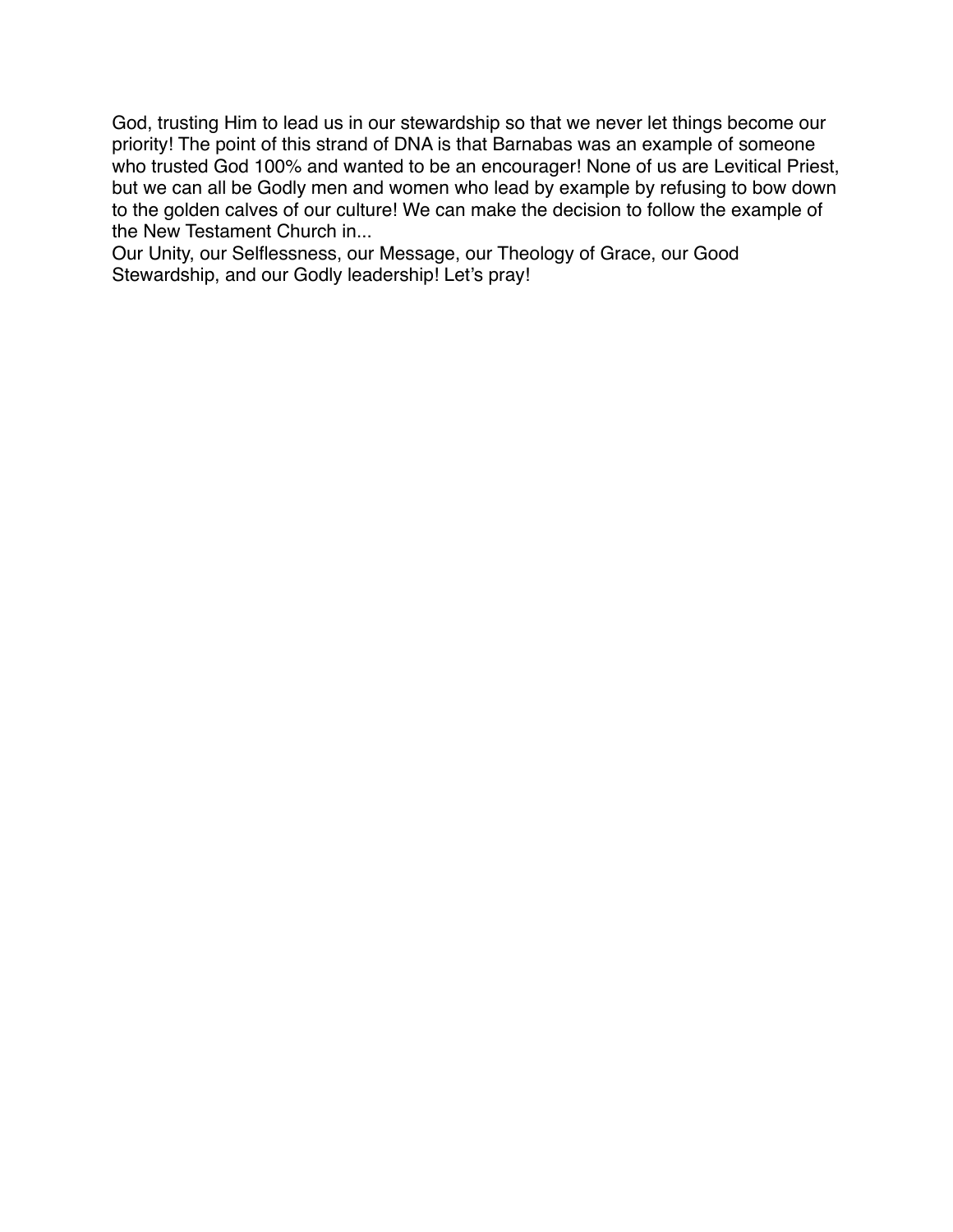God, trusting Him to lead us in our stewardship so that we never let things become our priority! The point of this strand of DNA is that Barnabas was an example of someone who trusted God 100% and wanted to be an encourager! None of us are Levitical Priest, but we can all be Godly men and women who lead by example by refusing to bow down to the golden calves of our culture! We can make the decision to follow the example of the New Testament Church in...

Our Unity, our Selflessness, our Message, our Theology of Grace, our Good Stewardship, and our Godly leadership! Let's pray!